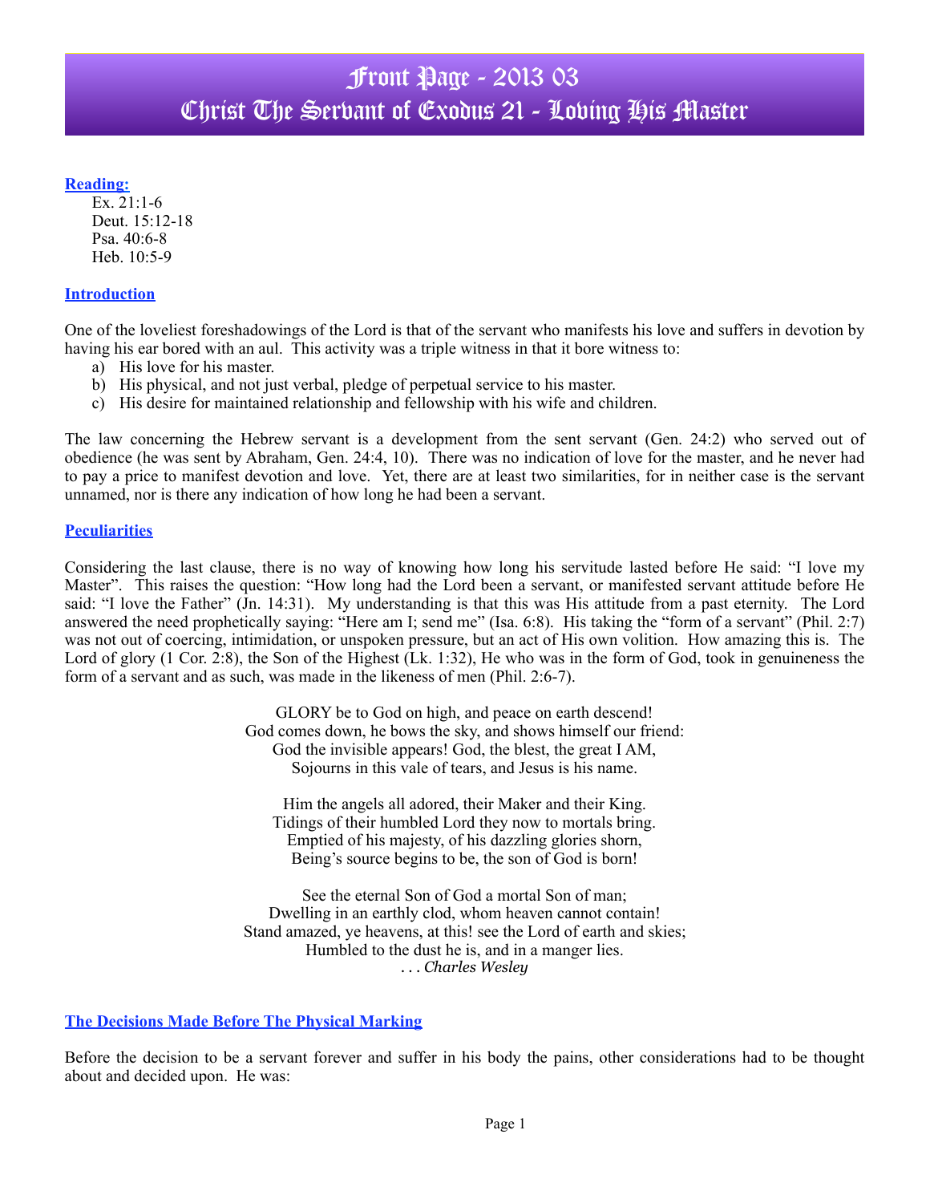# Front Page - 2013 03
# Christ The Servant of Exodus 21 - Loving His Master

## Reading:

Ex. 21:1-6
Deut. 15:12-18
Psa. 40:6-8
Heb. 10:5-9

## Introduction

One of the loveliest foreshadowings of the Lord is that of the servant who manifests his love and suffers in devotion by having his ear bored with an aul. This activity was a triple witness in that it bore witness to:

a) His love for his master.
b) His physical, and not just verbal, pledge of perpetual service to his master.
c) His desire for maintained relationship and fellowship with his wife and children.

The law concerning the Hebrew servant is a development from the sent servant (Gen. 24:2) who served out of obedience (he was sent by Abraham, Gen. 24:4, 10). There was no indication of love for the master, and he never had to pay a price to manifest devotion and love. Yet, there are at least two similarities, for in neither case is the servant unnamed, nor is there any indication of how long he had been a servant.

## Peculiarities

Considering the last clause, there is no way of knowing how long his servitude lasted before He said: "I love my Master". This raises the question: "How long had the Lord been a servant, or manifested servant attitude before He said: "I love the Father" (Jn. 14:31). My understanding is that this was His attitude from a past eternity. The Lord answered the need prophetically saying: "Here am I; send me" (Isa. 6:8). His taking the "form of a servant" (Phil. 2:7) was not out of coercing, intimidation, or unspoken pressure, but an act of His own volition. How amazing this is. The Lord of glory (1 Cor. 2:8), the Son of the Highest (Lk. 1:32), He who was in the form of God, took in genuineness the form of a servant and as such, was made in the likeness of men (Phil. 2:6-7).

GLORY be to God on high, and peace on earth descend!
God comes down, he bows the sky, and shows himself our friend:
God the invisible appears! God, the blest, the great I AM,
Sojourns in this vale of tears, and Jesus is his name.

Him the angels all adored, their Maker and their King.
Tidings of their humbled Lord they now to mortals bring.
Emptied of his majesty, of his dazzling glories shorn,
Being's source begins to be, the son of God is born!

See the eternal Son of God a mortal Son of man;
Dwelling in an earthly clod, whom heaven cannot contain!
Stand amazed, ye heavens, at this! see the Lord of earth and skies;
Humbled to the dust he is, and in a manger lies.
*. . . Charles Wesley*

## The Decisions Made Before The Physical Marking

Before the decision to be a servant forever and suffer in his body the pains, other considerations had to be thought about and decided upon. He was: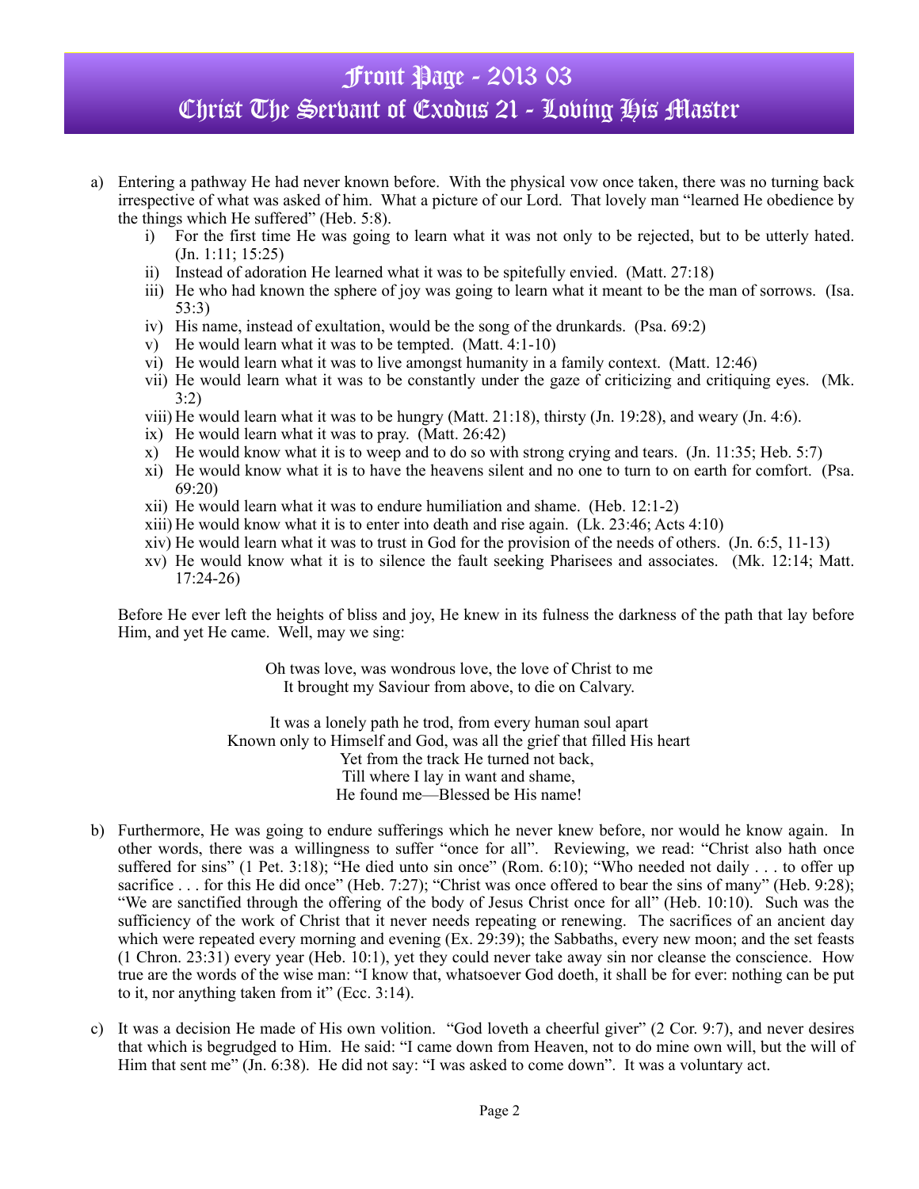# Front Page - 2013 03
# Christ The Servant of Exodus 21 - Loving His Master

a) Entering a pathway He had never known before. With the physical vow once taken, there was no turning back irrespective of what was asked of him. What a picture of our Lord. That lovely man "learned He obedience by the things which He suffered" (Heb. 5:8).
   i) For the first time He was going to learn what it was not only to be rejected, but to be utterly hated. (Jn. 1:11; 15:25)
   ii) Instead of adoration He learned what it was to be spitefully envied. (Matt. 27:18)
   iii) He who had known the sphere of joy was going to learn what it meant to be the man of sorrows. (Isa. 53:3)
   iv) His name, instead of exultation, would be the song of the drunkards. (Psa. 69:2)
   v) He would learn what it was to be tempted. (Matt. 4:1-10)
   vi) He would learn what it was to live amongst humanity in a family context. (Matt. 12:46)
   vii) He would learn what it was to be constantly under the gaze of criticizing and critiquing eyes. (Mk. 3:2)
   viii) He would learn what it was to be hungry (Matt. 21:18), thirsty (Jn. 19:28), and weary (Jn. 4:6).
   ix) He would learn what it was to pray. (Matt. 26:42)
   x) He would know what it is to weep and to do so with strong crying and tears. (Jn. 11:35; Heb. 5:7)
   xi) He would know what it is to have the heavens silent and no one to turn to on earth for comfort. (Psa. 69:20)
   xii) He would learn what it was to endure humiliation and shame. (Heb. 12:1-2)
   xiii) He would know what it is to enter into death and rise again. (Lk. 23:46; Acts 4:10)
   xiv) He would learn what it was to trust in God for the provision of the needs of others. (Jn. 6:5, 11-13)
   xv) He would know what it is to silence the fault seeking Pharisees and associates. (Mk. 12:14; Matt. 17:24-26)

   Before He ever left the heights of bliss and joy, He knew in its fulness the darkness of the path that lay before Him, and yet He came. Well, may we sing:

   Oh twas love, was wondrous love, the love of Christ to me
   It brought my Saviour from above, to die on Calvary.

   It was a lonely path he trod, from every human soul apart
   Known only to Himself and God, was all the grief that filled His heart
   Yet from the track He turned not back,
   Till where I lay in want and shame,
   He found me—Blessed be His name!

b) Furthermore, He was going to endure sufferings which he never knew before, nor would he know again. In other words, there was a willingness to suffer "once for all". Reviewing, we read: "Christ also hath once suffered for sins" (1 Pet. 3:18); "He died unto sin once" (Rom. 6:10); "Who needed not daily . . . to offer up sacrifice . . . for this He did once" (Heb. 7:27); "Christ was once offered to bear the sins of many" (Heb. 9:28); "We are sanctified through the offering of the body of Jesus Christ once for all" (Heb. 10:10). Such was the sufficiency of the work of Christ that it never needs repeating or renewing. The sacrifices of an ancient day which were repeated every morning and evening (Ex. 29:39); the Sabbaths, every new moon; and the set feasts (1 Chron. 23:31) every year (Heb. 10:1), yet they could never take away sin nor cleanse the conscience. How true are the words of the wise man: "I know that, whatsoever God doeth, it shall be for ever: nothing can be put to it, nor anything taken from it" (Ecc. 3:14).

c) It was a decision He made of His own volition. "God loveth a cheerful giver" (2 Cor. 9:7), and never desires that which is begrudged to Him. He said: "I came down from Heaven, not to do mine own will, but the will of Him that sent me" (Jn. 6:38). He did not say: "I was asked to come down". It was a voluntary act.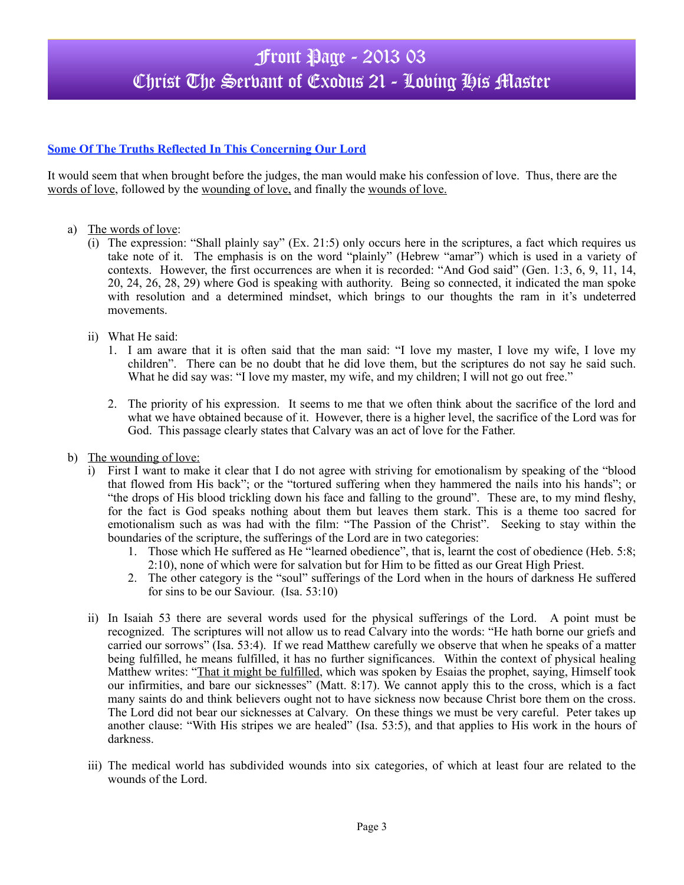# Front Page - 2013 03
# Christ The Servant of Exodus 21 - Loving His Master

**Some Of The Truths Reflected In This Concerning Our Lord**

It would seem that when brought before the judges, the man would make his confession of love. Thus, there are the <u>words of love</u>, followed by the <u>wounding of love,</u> and finally the <u>wounds of love.</u>

a) <u>The words of love</u>:

(i) The expression: "Shall plainly say" (Ex. 21:5) only occurs here in the scriptures, a fact which requires us take note of it. The emphasis is on the word "plainly" (Hebrew "amar") which is used in a variety of contexts. However, the first occurrences are when it is recorded: "And God said" (Gen. 1:3, 6, 9, 11, 14, 20, 24, 26, 28, 29) where God is speaking with authority. Being so connected, it indicated the man spoke with resolution and a determined mindset, which brings to our thoughts the ram in it's undeterred movements.

ii) What He said:

1. I am aware that it is often said that the man said: "I love my master, I love my wife, I love my children". There can be no doubt that he did love them, but the scriptures do not say he said such. What he did say was: "I love my master, my wife, and my children; I will not go out free."

2. The priority of his expression. It seems to me that we often think about the sacrifice of the lord and what we have obtained because of it. However, there is a higher level, the sacrifice of the Lord was for God. This passage clearly states that Calvary was an act of love for the Father.

b) <u>The wounding of love:</u>

i) First I want to make it clear that I do not agree with striving for emotionalism by speaking of the "blood that flowed from His back"; or the "tortured suffering when they hammered the nails into his hands"; or "the drops of His blood trickling down his face and falling to the ground". These are, to my mind fleshy, for the fact is God speaks nothing about them but leaves them stark. This is a theme too sacred for emotionalism such as was had with the film: "The Passion of the Christ". Seeking to stay within the boundaries of the scripture, the sufferings of the Lord are in two categories:

1. Those which He suffered as He "learned obedience", that is, learnt the cost of obedience (Heb. 5:8; 2:10), none of which were for salvation but for Him to be fitted as our Great High Priest.
2. The other category is the "soul" sufferings of the Lord when in the hours of darkness He suffered for sins to be our Saviour. (Isa. 53:10)

ii) In Isaiah 53 there are several words used for the physical sufferings of the Lord. A point must be recognized. The scriptures will not allow us to read Calvary into the words: "He hath borne our griefs and carried our sorrows" (Isa. 53:4). If we read Matthew carefully we observe that when he speaks of a matter being fulfilled, he means fulfilled, it has no further significances. Within the context of physical healing Matthew writes: "<u>That it might be fulfilled</u>, which was spoken by Esaias the prophet, saying, Himself took our infirmities, and bare our sicknesses" (Matt. 8:17). We cannot apply this to the cross, which is a fact many saints do and think believers ought not to have sickness now because Christ bore them on the cross. The Lord did not bear our sicknesses at Calvary. On these things we must be very careful. Peter takes up another clause: "With His stripes we are healed" (Isa. 53:5), and that applies to His work in the hours of darkness.

iii) The medical world has subdivided wounds into six categories, of which at least four are related to the wounds of the Lord.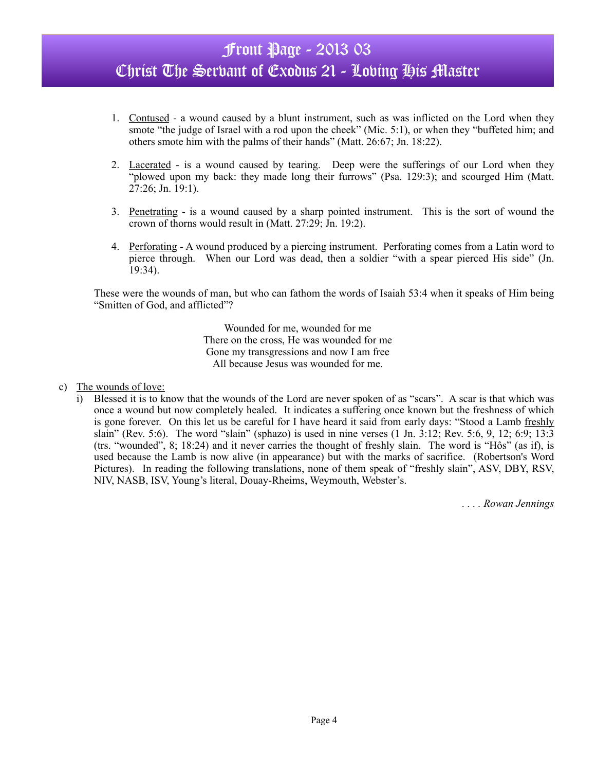1. Contused - a wound caused by a blunt instrument, such as was inflicted on the Lord when they smote "the judge of Israel with a rod upon the cheek" (Mic. 5:1), or when they "buffeted him; and others smote him with the palms of their hands" (Matt. 26:67; Jn. 18:22).

2. Lacerated - is a wound caused by tearing. Deep were the sufferings of our Lord when they "plowed upon my back: they made long their furrows" (Psa. 129:3); and scourged Him (Matt. 27:26; Jn. 19:1).

3. Penetrating - is a wound caused by a sharp pointed instrument. This is the sort of wound the crown of thorns would result in (Matt. 27:29; Jn. 19:2).

4. Perforating - A wound produced by a piercing instrument. Perforating comes from a Latin word to pierce through. When our Lord was dead, then a soldier "with a spear pierced His side" (Jn. 19:34).

These were the wounds of man, but who can fathom the words of Isaiah 53:4 when it speaks of Him being "Smitten of God, and afflicted"?

Wounded for me, wounded for me
There on the cross, He was wounded for me
Gone my transgressions and now I am free
All because Jesus was wounded for me.

c) The wounds of love:

i) Blessed it is to know that the wounds of the Lord are never spoken of as "scars". A scar is that which was once a wound but now completely healed. It indicates a suffering once known but the freshness of which is gone forever. On this let us be careful for I have heard it said from early days: "Stood a Lamb freshly slain" (Rev. 5:6). The word "slain" (sphazo) is used in nine verses (1 Jn. 3:12; Rev. 5:6, 9, 12; 6:9; 13:3 (trs. "wounded", 8; 18:24) and it never carries the thought of freshly slain. The word is "Hôs" (as if), is used because the Lamb is now alive (in appearance) but with the marks of sacrifice. (Robertson's Word Pictures). In reading the following translations, none of them speak of "freshly slain", ASV, DBY, RSV, NIV, NASB, ISV, Young's literal, Douay-Rheims, Weymouth, Webster's.

*. . . . Rowan Jennings*